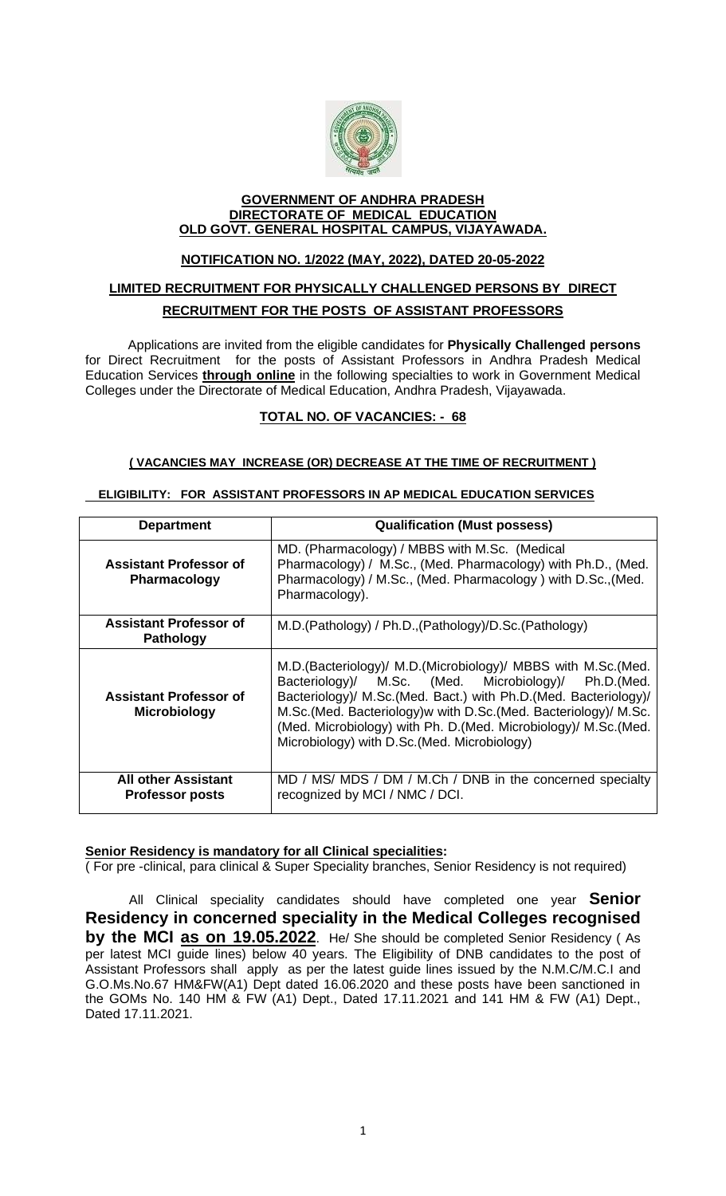# GOVERNMENT OF ANDHRA PRADESH
## DIRECTORATE OF MEDICAL EDUCATION
## OLD GOVT. GENERAL HOSPITAL CAMPUS, VIJAYAWADA.

### NOTIFICATION NO. 1/2022 (MAY, 2022), DATED 20-05-2022

### LIMITED RECRUITMENT FOR PHYSICALLY CHALLENGED PERSONS BY DIRECT RECRUITMENT FOR THE POSTS OF ASSISTANT PROFESSORS

Applications are invited from the eligible candidates for **Physically Challenged persons** for Direct Recruitment for the posts of Assistant Professors in Andhra Pradesh Medical Education Services **through online** in the following specialties to work in Government Medical Colleges under the Directorate of Medical Education, Andhra Pradesh, Vijayawada.

**TOTAL NO. OF VACANCIES: - 68**

**( VACANCIES MAY INCREASE (OR) DECREASE AT THE TIME OF RECRUITMENT )**

**ELIGIBILITY: FOR ASSISTANT PROFESSORS IN AP MEDICAL EDUCATION SERVICES**

| Department | Qualification (Must possess) |
|---|---|
| **Assistant Professor of Pharmacology** | MD. (Pharmacology) / MBBS with M.Sc. (Medical Pharmacology) / M.Sc., (Med. Pharmacology) with Ph.D., (Med. Pharmacology) / M.Sc., (Med. Pharmacology ) with D.Sc.,(Med. Pharmacology). |
| **Assistant Professor of Pathology** | M.D.(Pathology) / Ph.D.,(Pathology)/D.Sc.(Pathology) |
| **Assistant Professor of Microbiology** | M.D.(Bacteriology)/ M.D.(Microbiology)/ MBBS with M.Sc.(Med. Bacteriology)/ M.Sc. (Med. Microbiology)/ Ph.D.(Med. Bacteriology)/ M.Sc.(Med. Bact.) with Ph.D.(Med. Bacteriology)/ M.Sc.(Med. Bacteriology)w with D.Sc.(Med. Bacteriology)/ M.Sc. (Med. Microbiology) with Ph. D.(Med. Microbiology)/ M.Sc.(Med. Microbiology) with D.Sc.(Med. Microbiology) |
| **All other Assistant Professor posts** | MD / MS/ MDS / DM / M.Ch / DNB in the concerned specialty recognized by MCI / NMC / DCI. |

**Senior Residency is mandatory for all Clinical specialities:**
( For pre -clinical, para clinical & Super Speciality branches, Senior Residency is not required)

All Clinical speciality candidates should have completed one year **Senior Residency in concerned speciality in the Medical Colleges recognised by the MCI as on 19.05.2022**. He/ She should be completed Senior Residency ( As per latest MCI guide lines) below 40 years. The Eligibility of DNB candidates to the post of Assistant Professors shall apply as per the latest guide lines issued by the N.M.C/M.C.I and G.O.Ms.No.67 HM&FW(A1) Dept dated 16.06.2020 and these posts have been sanctioned in the GOMs No. 140 HM & FW (A1) Dept., Dated 17.11.2021 and 141 HM & FW (A1) Dept., Dated 17.11.2021.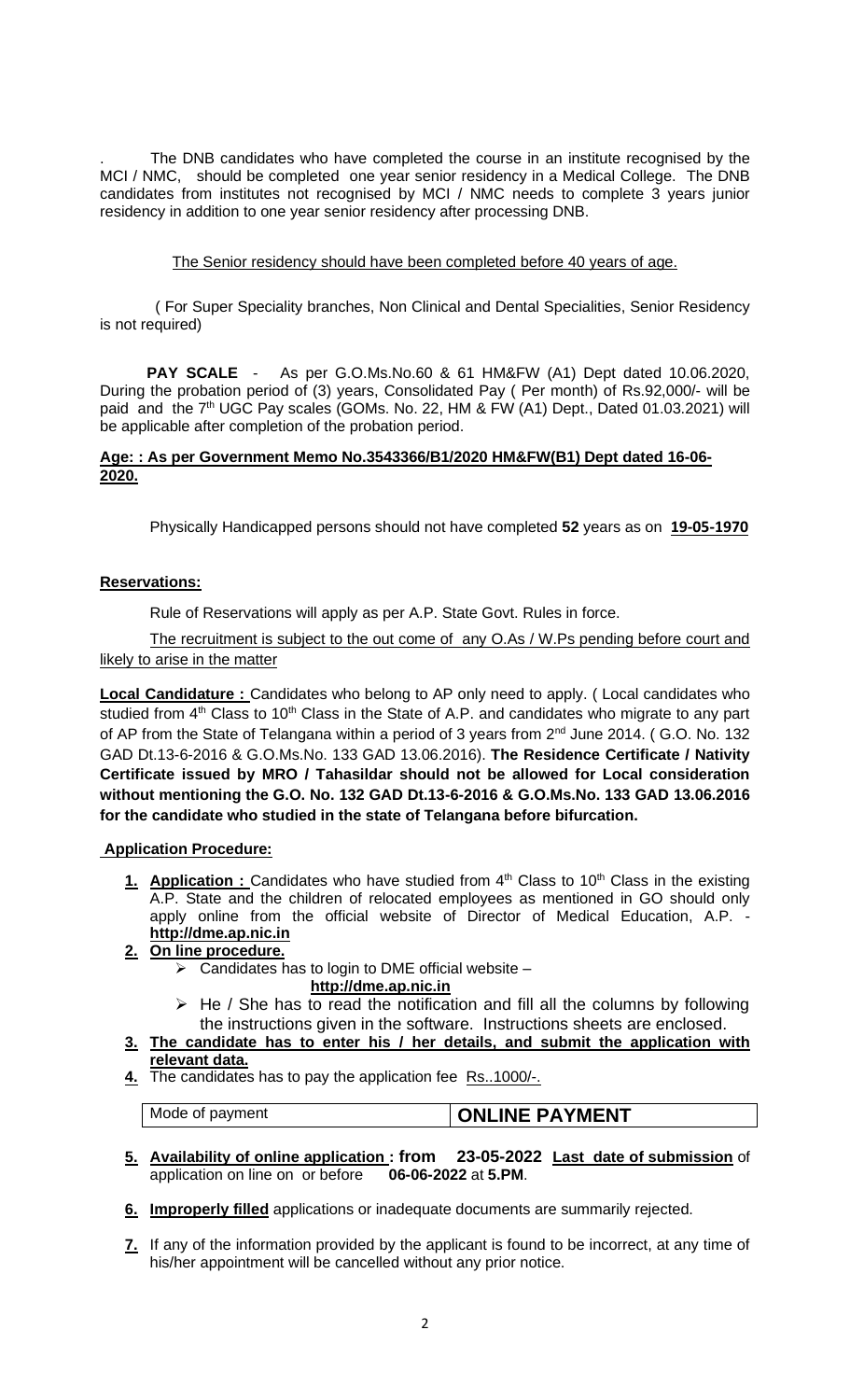. The DNB candidates who have completed the course in an institute recognised by the MCI / NMC, should be completed one year senior residency in a Medical College. The DNB candidates from institutes not recognised by MCI / NMC needs to complete 3 years junior residency in addition to one year senior residency after processing DNB.

The Senior residency should have been completed before 40 years of age.

( For Super Speciality branches, Non Clinical and Dental Specialities, Senior Residency is not required)

**PAY SCALE** - As per G.O.Ms.No.60 & 61 HM&FW (A1) Dept dated 10.06.2020, During the probation period of (3) years, Consolidated Pay ( Per month) of Rs.92,000/- will be paid and the 7th UGC Pay scales (GOMs. No. 22, HM & FW (A1) Dept., Dated 01.03.2021) will be applicable after completion of the probation period.

**Age: : As per Government Memo No.3543366/B1/2020 HM&FW(B1) Dept dated 16-06-2020.**

Physically Handicapped persons should not have completed **52** years as on **19-05-1970**

**Reservations:**

Rule of Reservations will apply as per A.P. State Govt. Rules in force.

The recruitment is subject to the out come of any O.As / W.Ps pending before court and likely to arise in the matter

**Local Candidature :** Candidates who belong to AP only need to apply. ( Local candidates who studied from 4th Class to 10th Class in the State of A.P. and candidates who migrate to any part of AP from the State of Telangana within a period of 3 years from 2nd June 2014. ( G.O. No. 132 GAD Dt.13-6-2016 & G.O.Ms.No. 133 GAD 13.06.2016). **The Residence Certificate / Nativity Certificate issued by MRO / Tahasildar should not be allowed for Local consideration without mentioning the G.O. No. 132 GAD Dt.13-6-2016 & G.O.Ms.No. 133 GAD 13.06.2016 for the candidate who studied in the state of Telangana before bifurcation.**

**Application Procedure:**

1. **Application :** Candidates who have studied from 4th Class to 10th Class in the existing A.P. State and the children of relocated employees as mentioned in GO should only apply online from the official website of Director of Medical Education, A.P. - **http://dme.ap.nic.in**
2. **On line procedure.**
   - Candidates has to login to DME official website – **http://dme.ap.nic.in**
   - He / She has to read the notification and fill all the columns by following the instructions given in the software. Instructions sheets are enclosed.
3. **The candidate has to enter his / her details, and submit the application with relevant data.**
4. The candidates has to pay the application fee Rs..1000/-.

| Mode of payment | **ONLINE PAYMENT** |
|---|---|

5. **Availability of online application : from 23-05-2022 Last date of submission** of application on line on or before **06-06-2022** at **5.PM**.
6. **Improperly filled** applications or inadequate documents are summarily rejected.
7. If any of the information provided by the applicant is found to be incorrect, at any time of his/her appointment will be cancelled without any prior notice.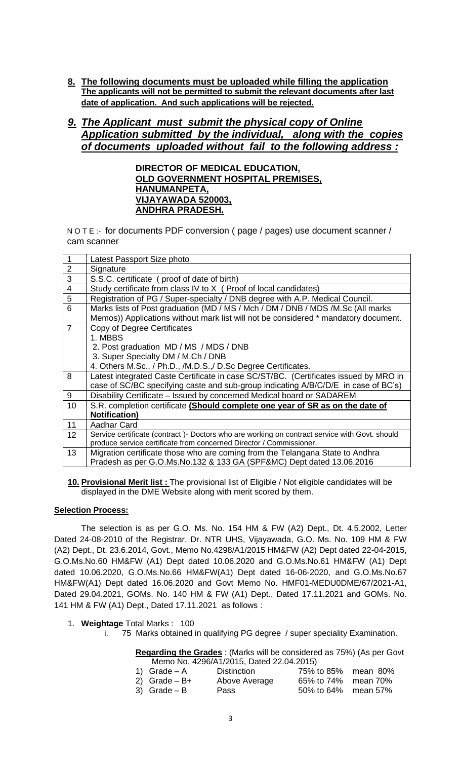8. **The following documents must be uploaded while filling the application**
**The applicants will not be permitted to submit the relevant documents after last date of application. And such applications will be rejected.**

9. ***The Applicant must submit the physical copy of Online Application submitted by the individual, along with the copies of documents uploaded without fail to the following address :***

**DIRECTOR OF MEDICAL EDUCATION,**
**OLD GOVERNMENT HOSPITAL PREMISES,**
**HANUMANPETA,**
**VIJAYAWADA 520003,**
**ANDHRA PRADESH.**

NOTE :- for documents PDF conversion ( page / pages) use document scanner / cam scanner

| | |
|---|---|
| 1 | Latest Passport Size photo |
| 2 | Signature |
| 3 | S.S.C. certificate ( proof of date of birth) |
| 4 | Study certificate from class IV to X ( Proof of local candidates) |
| 5 | Registration of PG / Super-specialty / DNB degree with A.P. Medical Council. |
| 6 | Marks lists of Post graduation (MD / MS / Mch / DM / DNB / MDS /M.Sc (All marks Memos)) Applications without mark list will not be considered * mandatory document. |
| 7 | Copy of Degree Certificates<br>1. MBBS<br>2. Post graduation MD / MS / MDS / DNB<br>3. Super Specialty DM / M.Ch / DNB<br>4. Others M.Sc., / Ph.D., /M.D.S.,/ D.Sc Degree Certificates. |
| 8 | Latest integrated Caste Certificate in case SC/ST/BC. (Certificates issued by MRO in case of SC/BC specifying caste and sub-group indicating A/B/C/D/E in case of BC's) |
| 9 | Disability Certificate – Issued by concerned Medical board or SADAREM |
| 10 | S.R. completion certificate **(Should complete one year of SR as on the date of Notification)** |
| 11 | Aadhar Card |
| 12 | Service certificate (contract )- Doctors who are working on contract service with Govt. should produce service certificate from concerned Director / Commissioner. |
| 13 | Migration certificate those who are coming from the Telangana State to Andhra Pradesh as per G.O.Ms.No.132 & 133 GA (SPF&MC) Dept dated 13.06.2016 |

10. **Provisional Merit list :** The provisional list of Eligible / Not eligible candidates will be displayed in the DME Website along with merit scored by them.

**Selection Process:**

The selection is as per G.O. Ms. No. 154 HM & FW (A2) Dept., Dt. 4.5.2002, Letter Dated 24-08-2010 of the Registrar, Dr. NTR UHS, Vijayawada, G.O. Ms. No. 109 HM & FW (A2) Dept., Dt. 23.6.2014, Govt., Memo No.4298/A1/2015 HM&FW (A2) Dept dated 22-04-2015, G.O.Ms.No.60 HM&FW (A1) Dept dated 10.06.2020 and G.O.Ms.No.61 HM&FW (A1) Dept dated 10.06.2020, G.O.Ms.No.66 HM&FW(A1) Dept dated 16-06-2020, and G.O.Ms.No.67 HM&FW(A1) Dept dated 16.06.2020 and Govt Memo No. HMF01-MEDU0DME/67/2021-A1, Dated 29.04.2021, GOMs. No. 140 HM & FW (A1) Dept., Dated 17.11.2021 and GOMs. No. 141 HM & FW (A1) Dept., Dated 17.11.2021 as follows :

1. **Weightage** Total Marks : 100
   i. 75 Marks obtained in qualifying PG degree / super speciality Examination.

   **Regarding the Grades** : (Marks will be considered as 75%) (As per Govt Memo No. 4296/A1/2015, Dated 22.04.2015)

   | | | | |
   |---|---|---|---|
   | 1) Grade – A | Distinction | 75% to 85% | mean 80% |
   | 2) Grade – B+ | Above Average | 65% to 74% | mean 70% |
   | 3) Grade – B | Pass | 50% to 64% | mean 57% |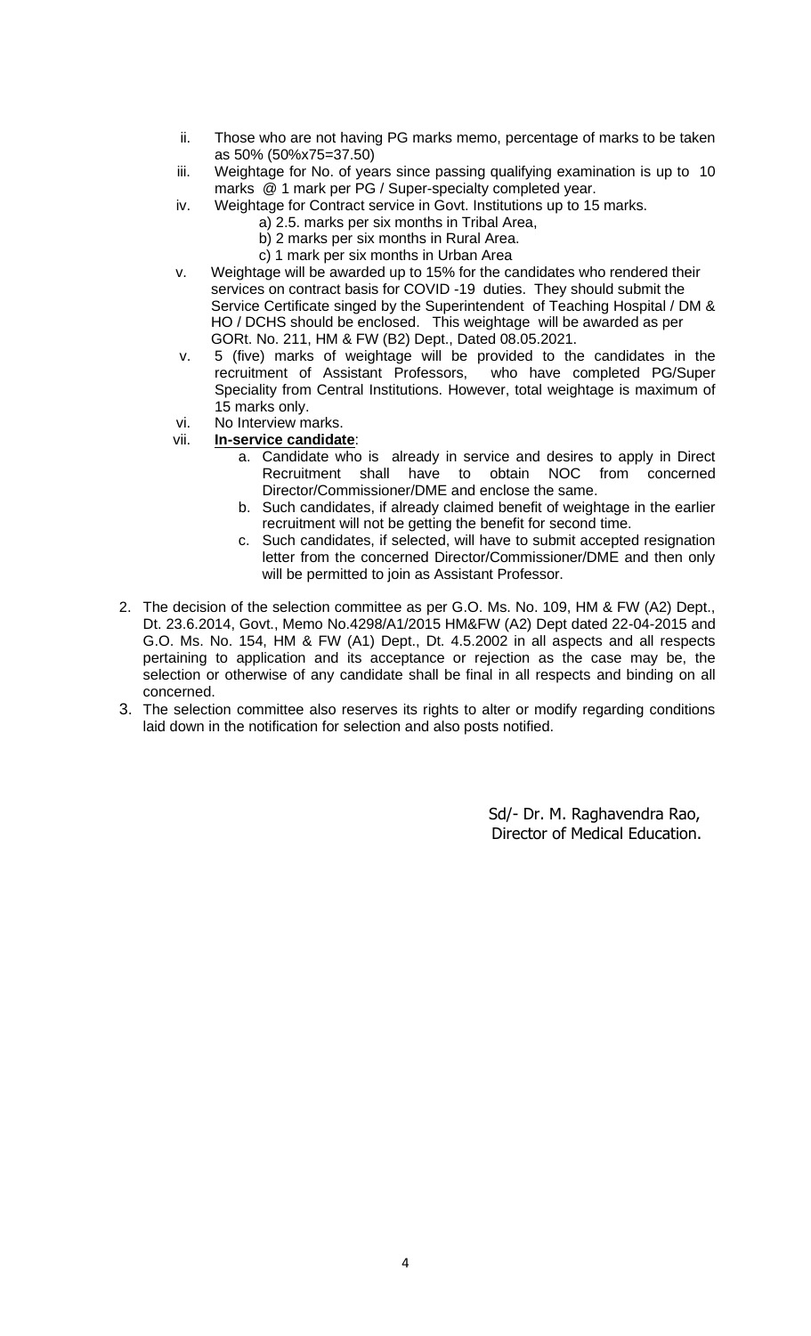ii. Those who are not having PG marks memo, percentage of marks to be taken as 50% (50%x75=37.50)

iii. Weightage for No. of years since passing qualifying examination is up to 10 marks @ 1 mark per PG / Super-specialty completed year.

iv. Weightage for Contract service in Govt. Institutions up to 15 marks.

   a) 2.5. marks per six months in Tribal Area,

   b) 2 marks per six months in Rural Area.

   c) 1 mark per six months in Urban Area

v. Weightage will be awarded up to 15% for the candidates who rendered their services on contract basis for COVID -19 duties. They should submit the Service Certificate singed by the Superintendent of Teaching Hospital / DM & HO / DCHS should be enclosed. This weightage will be awarded as per GORt. No. 211, HM & FW (B2) Dept., Dated 08.05.2021.

v. 5 (five) marks of weightage will be provided to the candidates in the recruitment of Assistant Professors, who have completed PG/Super Speciality from Central Institutions. However, total weightage is maximum of 15 marks only.

vi. No Interview marks.

vii. **In-service candidate**:

   a. Candidate who is already in service and desires to apply in Direct Recruitment shall have to obtain NOC from concerned Director/Commissioner/DME and enclose the same.

   b. Such candidates, if already claimed benefit of weightage in the earlier recruitment will not be getting the benefit for second time.

   c. Such candidates, if selected, will have to submit accepted resignation letter from the concerned Director/Commissioner/DME and then only will be permitted to join as Assistant Professor.

2. The decision of the selection committee as per G.O. Ms. No. 109, HM & FW (A2) Dept., Dt. 23.6.2014, Govt., Memo No.4298/A1/2015 HM&FW (A2) Dept dated 22-04-2015 and G.O. Ms. No. 154, HM & FW (A1) Dept., Dt. 4.5.2002 in all aspects and all respects pertaining to application and its acceptance or rejection as the case may be, the selection or otherwise of any candidate shall be final in all respects and binding on all concerned.

3. The selection committee also reserves its rights to alter or modify regarding conditions laid down in the notification for selection and also posts notified.

Sd/- Dr. M. Raghavendra Rao,
Director of Medical Education.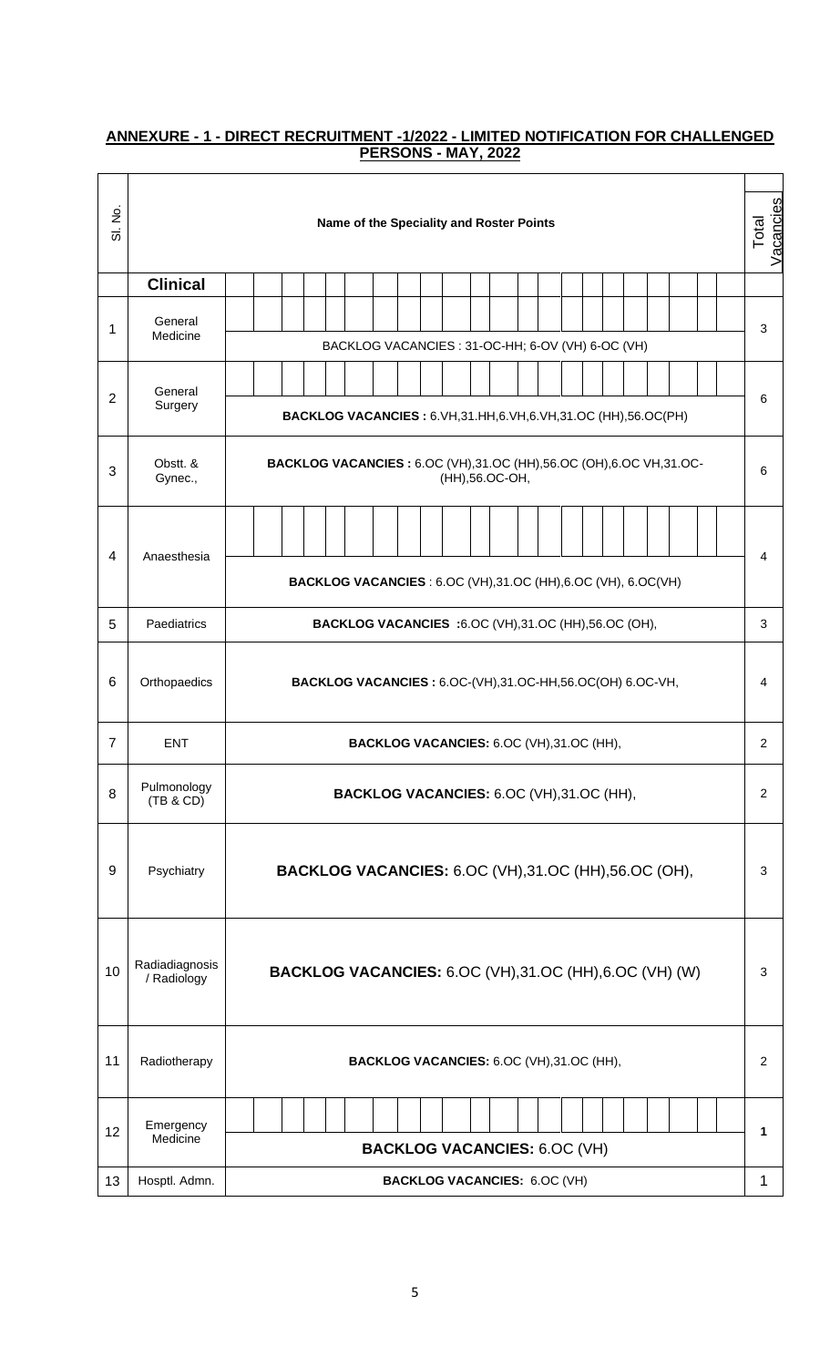## ANNEXURE - 1 - DIRECT RECRUITMENT -1/2022 - LIMITED NOTIFICATION FOR CHALLENGED PERSONS - MAY, 2022

| Sl. No. | Name of the Speciality and Roster Points | | Total Vacancies |
|---|---|---|---|
| | **Clinical** | | |
| 1 | General Medicine | BACKLOG VACANCIES : 31-OC-HH; 6-OV (VH) 6-OC (VH) | 3 |
| 2 | General Surgery | **BACKLOG VACANCIES :** 6.VH,31.HH,6.VH,6.VH,31.OC (HH),56.OC(PH) | 6 |
| 3 | Obstt. & Gynec., | **BACKLOG VACANCIES :** 6.OC (VH),31.OC (HH),56.OC (OH),6.OC VH,31.OC-(HH),56.OC-OH, | 6 |
| 4 | Anaesthesia | **BACKLOG VACANCIES** : 6.OC (VH),31.OC (HH),6.OC (VH), 6.OC(VH) | 4 |
| 5 | Paediatrics | **BACKLOG VACANCIES :**6.OC (VH),31.OC (HH),56.OC (OH), | 3 |
| 6 | Orthopaedics | **BACKLOG VACANCIES :** 6.OC-(VH),31.OC-HH,56.OC(OH) 6.OC-VH, | 4 |
| 7 | ENT | **BACKLOG VACANCIES:** 6.OC (VH),31.OC (HH), | 2 |
| 8 | Pulmonology (TB & CD) | **BACKLOG VACANCIES:** 6.OC (VH),31.OC (HH), | 2 |
| 9 | Psychiatry | **BACKLOG VACANCIES:** 6.OC (VH),31.OC (HH),56.OC (OH), | 3 |
| 10 | Radiadiagnosis / Radiology | **BACKLOG VACANCIES:** 6.OC (VH),31.OC (HH),6.OC (VH) (W) | 3 |
| 11 | Radiotherapy | **BACKLOG VACANCIES:** 6.OC (VH),31.OC (HH), | 2 |
| 12 | Emergency Medicine | **BACKLOG VACANCIES:** 6.OC (VH) | **1** |
| 13 | Hosptl. Admn. | **BACKLOG VACANCIES:** 6.OC (VH) | 1 |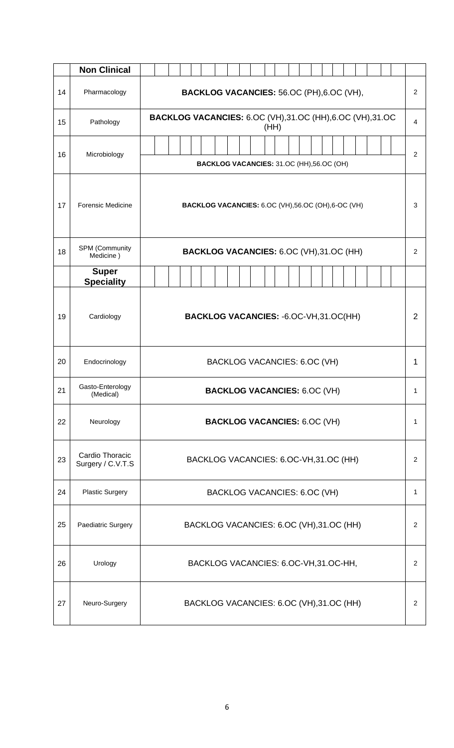| | Non Clinical | | |
|---|---|---|---|
| 14 | Pharmacology | **BACKLOG VACANCIES:** 56.OC (PH),6.OC (VH), | 2 |
| 15 | Pathology | **BACKLOG VACANCIES:** 6.OC (VH),31.OC (HH),6.OC (VH),31.OC (HH) | 4 |
| 16 | Microbiology | **BACKLOG VACANCIES:** 31.OC (HH),56.OC (OH) | 2 |
| 17 | Forensic Medicine | **BACKLOG VACANCIES:** 6.OC (VH),56.OC (OH),6-OC (VH) | 3 |
| 18 | SPM (Community Medicine ) | **BACKLOG VACANCIES:** 6.OC (VH),31.OC (HH) | 2 |
| | **Super Speciality** | | |
| 19 | Cardiology | **BACKLOG VACANCIES:** -6.OC-VH,31.OC(HH) | 2 |
| 20 | Endocrinology | BACKLOG VACANCIES: 6.OC (VH) | 1 |
| 21 | Gasto-Enterology (Medical) | **BACKLOG VACANCIES:** 6.OC (VH) | 1 |
| 22 | Neurology | **BACKLOG VACANCIES:** 6.OC (VH) | 1 |
| 23 | Cardio Thoracic Surgery / C.V.T.S | BACKLOG VACANCIES: 6.OC-VH,31.OC (HH) | 2 |
| 24 | Plastic Surgery | BACKLOG VACANCIES: 6.OC (VH) | 1 |
| 25 | Paediatric Surgery | BACKLOG VACANCIES: 6.OC (VH),31.OC (HH) | 2 |
| 26 | Urology | BACKLOG VACANCIES: 6.OC-VH,31.OC-HH, | 2 |
| 27 | Neuro-Surgery | BACKLOG VACANCIES: 6.OC (VH),31.OC (HH) | 2 |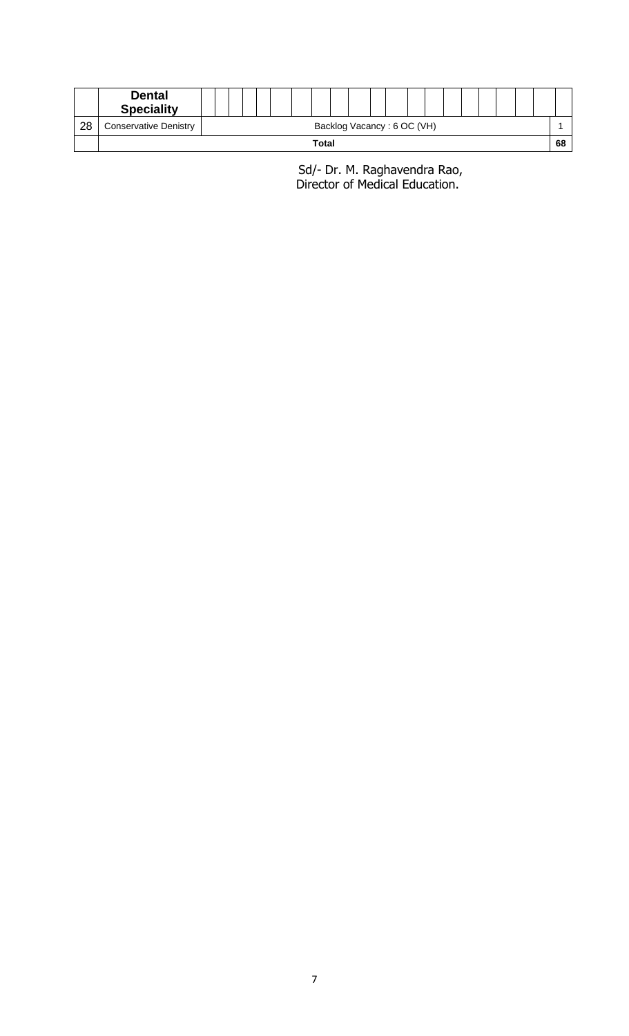| | | | | | | | | | | | | | | | | | | | | | | |
|---|---|---|---|---|---|---|---|---|---|---|---|---|---|---|---|---|---|---|---|---|---|---|
| | **Dental Speciality** | | | | | | | | | | | | | | | | | | | | | |
| 28 | Conservative Denistry | Backlog Vacancy : 6 OC (VH) | | | | | | | | | | | | | | | | | | | | 1 |
| | **Total** | | | | | | | | | | | | | | | | | | | | | **68** |

Sd/- Dr. M. Raghavendra Rao,
Director of Medical Education.